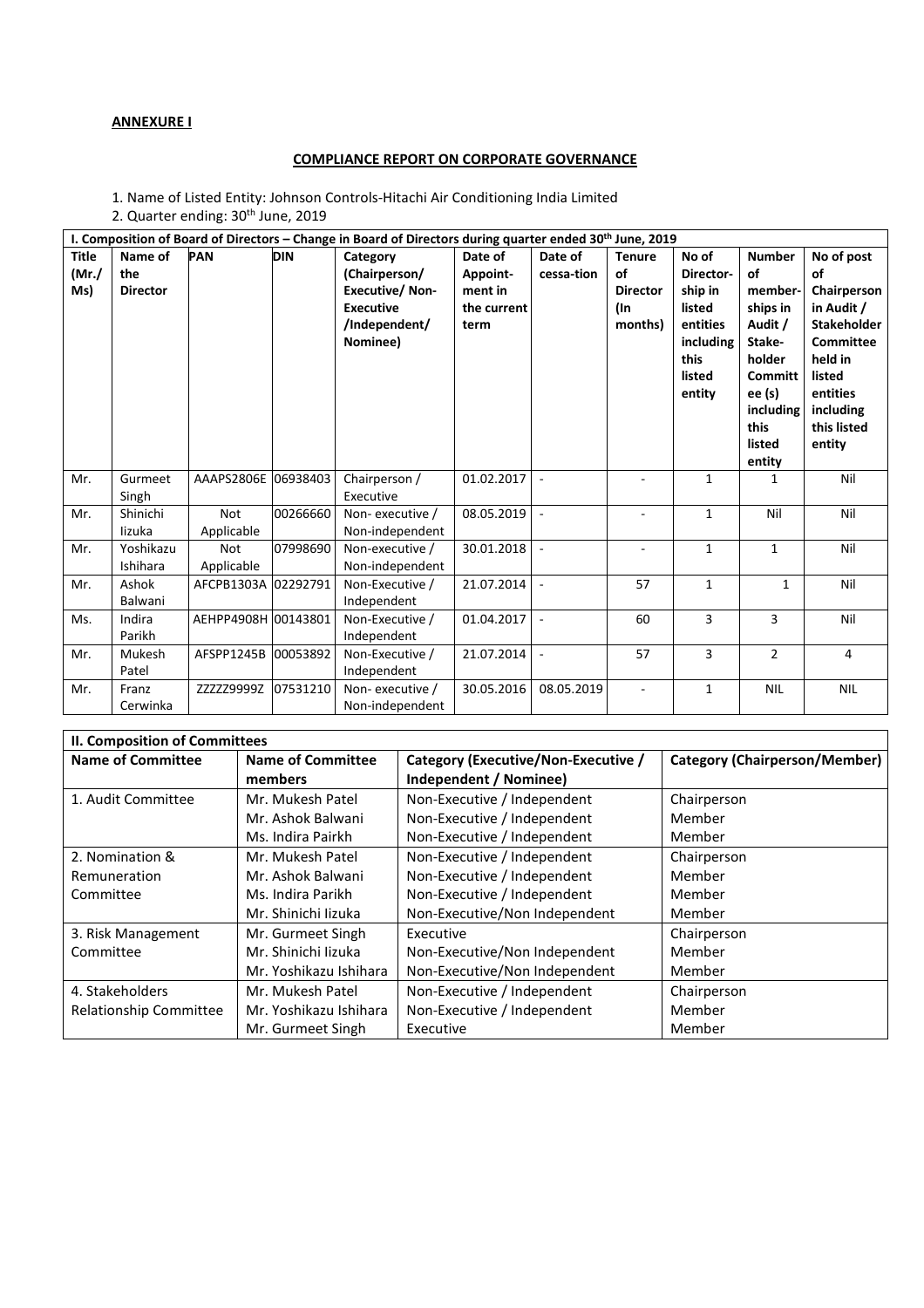**ANNEXURE I**

**COMPLIANCE REPORT ON CORPORATE GOVERNANCE**

1. Name of Listed Entity: Johnson Controls-Hitachi Air Conditioning India Limited
2. Quarter ending: 30th June, 2019

| I. Composition of Board of Directors – Change in Board of Directors during quarter ended 30th June, 2019 | | | | | | | | | | |
|---|---|---|---|---|---|---|---|---|---|---|
| **Title (Mr./ Ms)** | **Name of the Director** | **PAN** | **DIN** | **Category (Chairperson/ Executive/ Non-Executive /Independent/ Nominee)** | **Date of Appoint-ment in the current term** | **Date of cessa-tion** | **Tenure of Director (In months)** | **No of Director-ship in listed entities including this listed entity** | **Number of member-ships in Audit / Stake-holder Committ ee (s) including this listed entity** | **No of post of Chairperson in Audit / Stakeholder Committee held in listed entities including this listed entity** |
| Mr. | Gurmeet Singh | AAAPS2806E | 06938403 | Chairperson / Executive | 01.02.2017 | - | - | 1 | 1 | Nil |
| Mr. | Shinichi Iizuka | Not Applicable | 00266660 | Non- executive / Non-independent | 08.05.2019 | - | - | 1 | Nil | Nil |
| Mr. | Yoshikazu Ishihara | Not Applicable | 07998690 | Non-executive / Non-independent | 30.01.2018 | - | - | 1 | 1 | Nil |
| Mr. | Ashok Balwani | AFCPB1303A | 02292791 | Non-Executive / Independent | 21.07.2014 | - | 57 | 1 | 1 | Nil |
| Ms. | Indira Parikh | AEHPP4908H | 00143801 | Non-Executive / Independent | 01.04.2017 | - | 60 | 3 | 3 | Nil |
| Mr. | Mukesh Patel | AFSPP1245B | 00053892 | Non-Executive / Independent | 21.07.2014 | - | 57 | 3 | 2 | 4 |
| Mr. | Franz Cerwinka | ZZZZZ9999Z | 07531210 | Non- executive / Non-independent | 30.05.2016 | 08.05.2019 | - | 1 | NIL | NIL |

| II. Composition of Committees | | | |
|---|---|---|---|
| **Name of Committee** | **Name of Committee members** | **Category (Executive/Non-Executive / Independent / Nominee)** | **Category (Chairperson/Member)** |
| 1. Audit Committee | Mr. Mukesh Patel | Non-Executive / Independent | Chairperson |
| | Mr. Ashok Balwani | Non-Executive / Independent | Member |
| | Ms. Indira Pairkh | Non-Executive / Independent | Member |
| 2. Nomination & Remuneration Committee | Mr. Mukesh Patel | Non-Executive / Independent | Chairperson |
| | Mr. Ashok Balwani | Non-Executive / Independent | Member |
| | Ms. Indira Parikh | Non-Executive / Independent | Member |
| | Mr. Shinichi Iizuka | Non-Executive/Non Independent | Member |
| 3. Risk Management Committee | Mr. Gurmeet Singh | Executive | Chairperson |
| | Mr. Shinichi Iizuka | Non-Executive/Non Independent | Member |
| | Mr. Yoshikazu Ishihara | Non-Executive/Non Independent | Member |
| 4. Stakeholders Relationship Committee | Mr. Mukesh Patel | Non-Executive / Independent | Chairperson |
| | Mr. Yoshikazu Ishihara | Non-Executive / Independent | Member |
| | Mr. Gurmeet Singh | Executive | Member |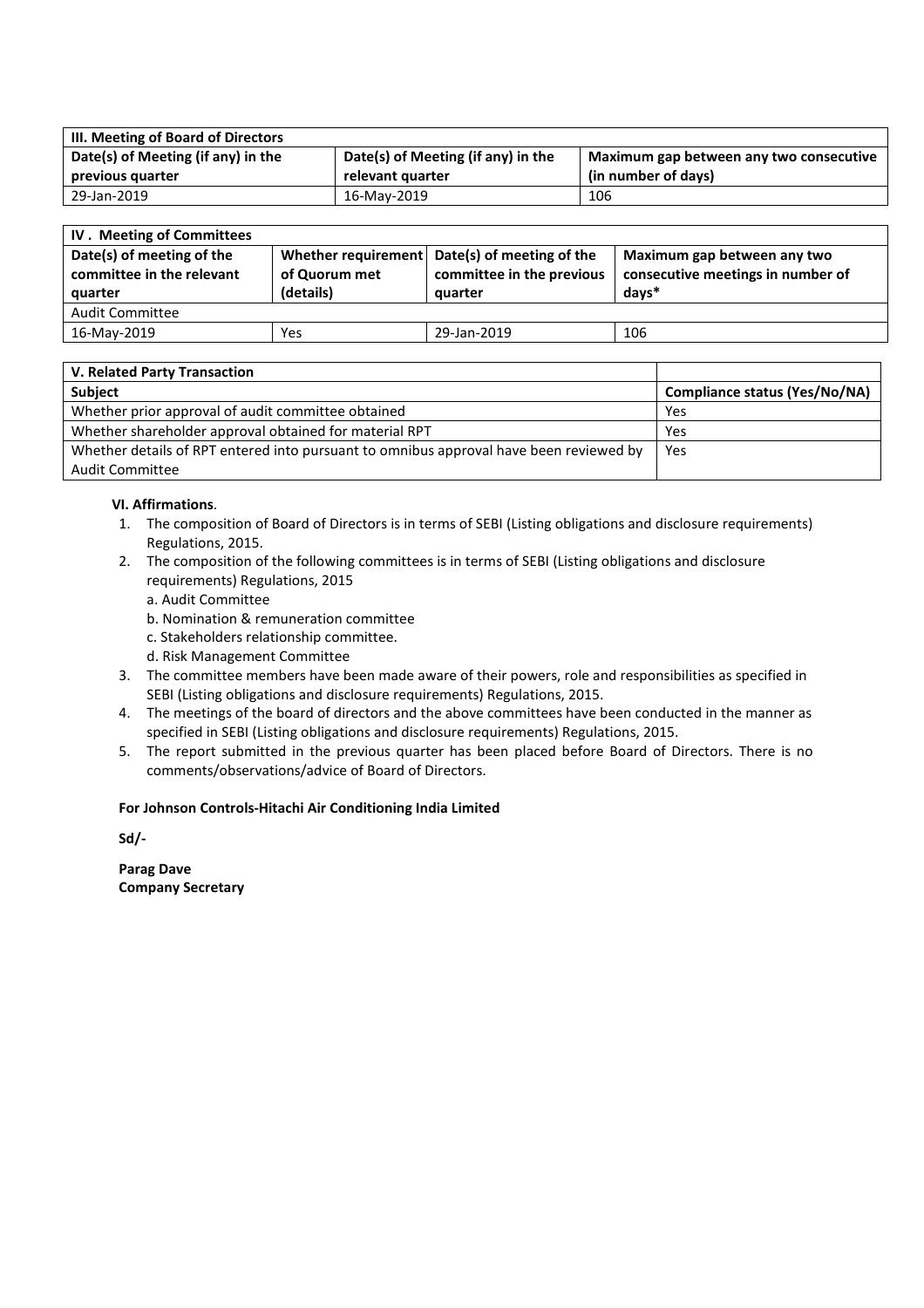| III. Meeting of Board of Directors | | |
|---|---|---|
| **Date(s) of Meeting (if any) in the previous quarter** | **Date(s) of Meeting (if any) in the relevant quarter** | **Maximum gap between any two consecutive (in number of days)** |
| 29-Jan-2019 | 16-May-2019 | 106 |

| IV . Meeting of Committees | | | |
|---|---|---|---|
| **Date(s) of meeting of the committee in the relevant quarter** | **Whether requirement of Quorum met (details)** | **Date(s) of meeting of the committee in the previous quarter** | **Maximum gap between any two consecutive meetings in number of days*** |
| Audit Committee | | | |
| 16-May-2019 | Yes | 29-Jan-2019 | 106 |

| V. Related Party Transaction | |
|---|---|
| **Subject** | **Compliance status (Yes/No/NA)** |
| Whether prior approval of audit committee obtained | Yes |
| Whether shareholder approval obtained for material RPT | Yes |
| Whether details of RPT entered into pursuant to omnibus approval have been reviewed by Audit Committee | Yes |

**VI. Affirmations**.

1. The composition of Board of Directors is in terms of SEBI (Listing obligations and disclosure requirements) Regulations, 2015.
2. The composition of the following committees is in terms of SEBI (Listing obligations and disclosure requirements) Regulations, 2015
   a. Audit Committee
   b. Nomination & remuneration committee
   c. Stakeholders relationship committee.
   d. Risk Management Committee
3. The committee members have been made aware of their powers, role and responsibilities as specified in SEBI (Listing obligations and disclosure requirements) Regulations, 2015.
4. The meetings of the board of directors and the above committees have been conducted in the manner as specified in SEBI (Listing obligations and disclosure requirements) Regulations, 2015.
5. The report submitted in the previous quarter has been placed before Board of Directors. There is no comments/observations/advice of Board of Directors.

**For Johnson Controls-Hitachi Air Conditioning India Limited**

**Sd/-**

**Parag Dave**
**Company Secretary**